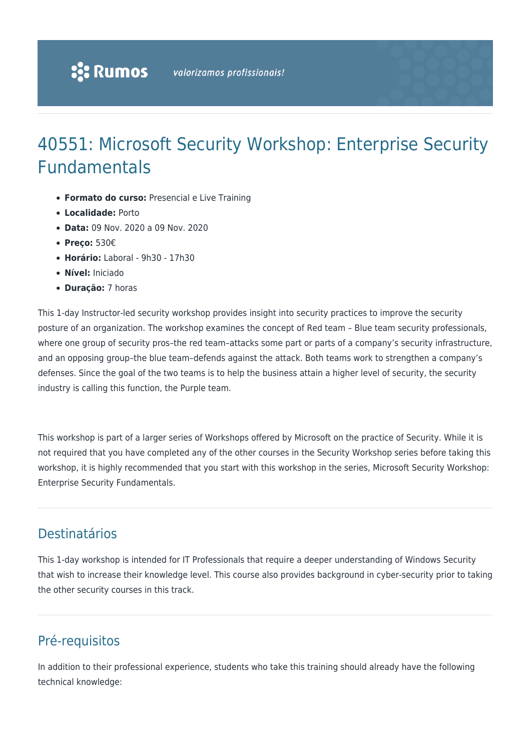# 40551: Microsoft Security Workshop: Enterprise Security Fundamentals

- **Formato do curso:** Presencial e Live Training
- **Localidade:** Porto
- **Data:** 09 Nov. 2020 a 09 Nov. 2020
- **Preço:** 530€
- **Horário:** Laboral - 9h30 - 17h30
- **Nível:** Iniciado
- **Duração:** 7 horas

This 1-day Instructor-led security workshop provides insight into security practices to improve the security posture of an organization. The workshop examines the concept of Red team – Blue team security professionals, where one group of security pros–the red team–attacks some part or parts of a company's security infrastructure, and an opposing group–the blue team–defends against the attack. Both teams work to strengthen a company's defenses. Since the goal of the two teams is to help the business attain a higher level of security, the security industry is calling this function, the Purple team.

This workshop is part of a larger series of Workshops offered by Microsoft on the practice of Security. While it is not required that you have completed any of the other courses in the Security Workshop series before taking this workshop, it is highly recommended that you start with this workshop in the series, Microsoft Security Workshop: Enterprise Security Fundamentals.

## Destinatários

This 1-day workshop is intended for IT Professionals that require a deeper understanding of Windows Security that wish to increase their knowledge level. This course also provides background in cyber-security prior to taking the other security courses in this track.

## Pré-requisitos

In addition to their professional experience, students who take this training should already have the following technical knowledge: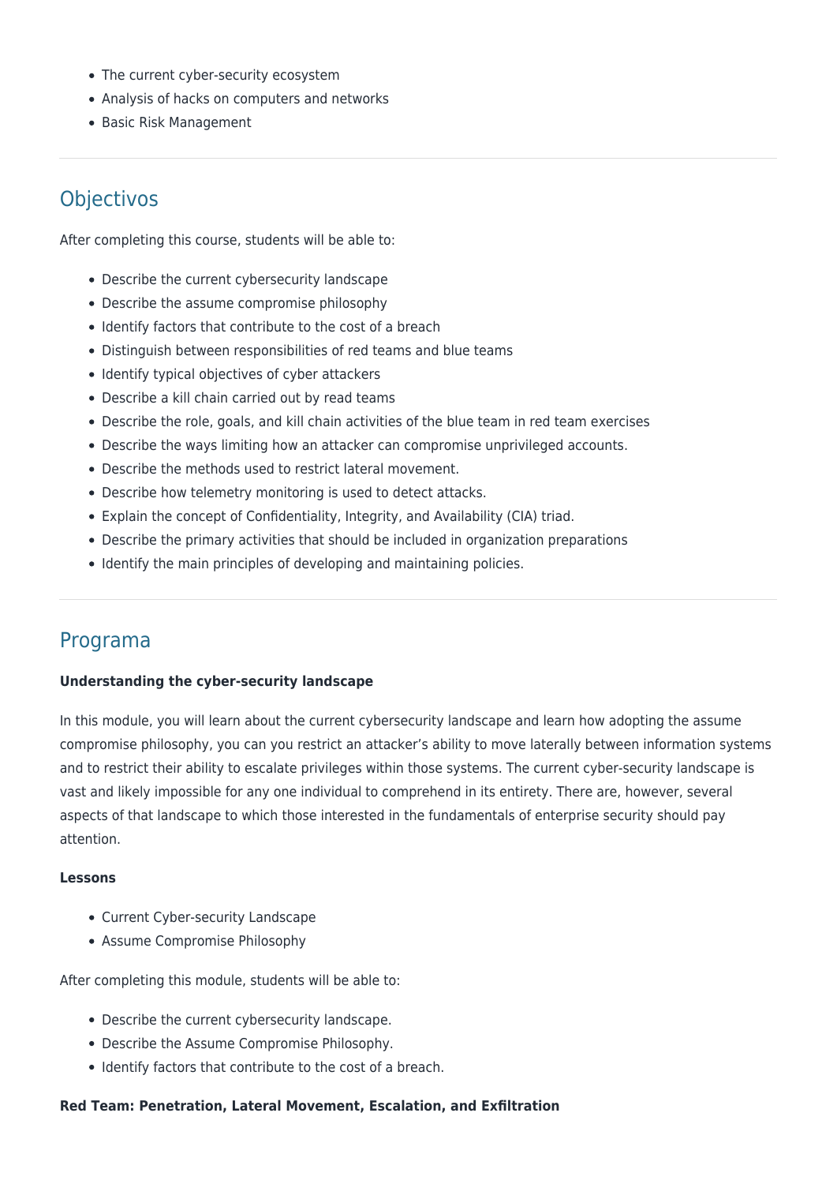- The current cyber-security ecosystem
- Analysis of hacks on computers and networks
- Basic Risk Management

---

## Objectivos

After completing this course, students will be able to:

- Describe the current cybersecurity landscape
- Describe the assume compromise philosophy
- Identify factors that contribute to the cost of a breach
- Distinguish between responsibilities of red teams and blue teams
- Identify typical objectives of cyber attackers
- Describe a kill chain carried out by read teams
- Describe the role, goals, and kill chain activities of the blue team in red team exercises
- Describe the ways limiting how an attacker can compromise unprivileged accounts.
- Describe the methods used to restrict lateral movement.
- Describe how telemetry monitoring is used to detect attacks.
- Explain the concept of Confidentiality, Integrity, and Availability (CIA) triad.
- Describe the primary activities that should be included in organization preparations
- Identify the main principles of developing and maintaining policies.

---

## Programa

**Understanding the cyber-security landscape**

In this module, you will learn about the current cybersecurity landscape and learn how adopting the assume compromise philosophy, you can you restrict an attacker's ability to move laterally between information systems and to restrict their ability to escalate privileges within those systems. The current cyber-security landscape is vast and likely impossible for any one individual to comprehend in its entirety. There are, however, several aspects of that landscape to which those interested in the fundamentals of enterprise security should pay attention.

**Lessons**

- Current Cyber-security Landscape
- Assume Compromise Philosophy

After completing this module, students will be able to:

- Describe the current cybersecurity landscape.
- Describe the Assume Compromise Philosophy.
- Identify factors that contribute to the cost of a breach.

**Red Team: Penetration, Lateral Movement, Escalation, and Exfiltration**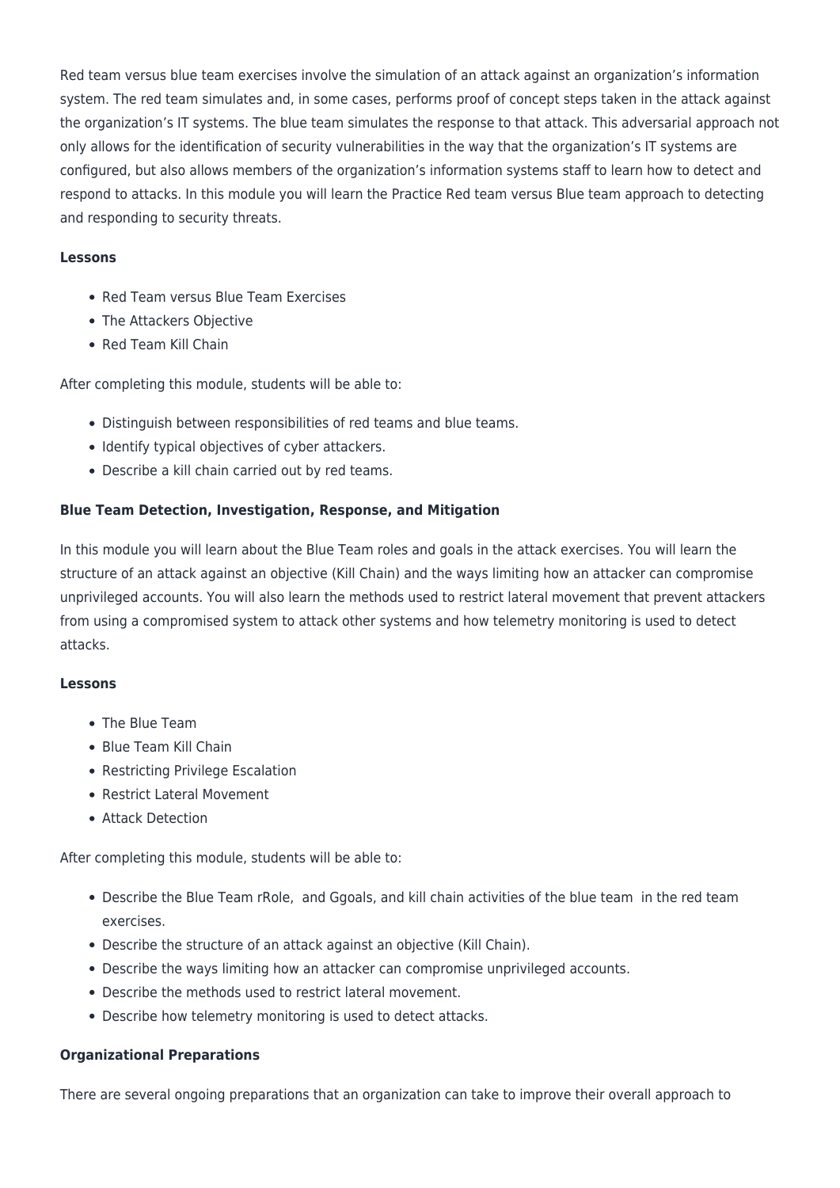Red team versus blue team exercises involve the simulation of an attack against an organization's information system. The red team simulates and, in some cases, performs proof of concept steps taken in the attack against the organization's IT systems. The blue team simulates the response to that attack. This adversarial approach not only allows for the identification of security vulnerabilities in the way that the organization's IT systems are configured, but also allows members of the organization's information systems staff to learn how to detect and respond to attacks. In this module you will learn the Practice Red team versus Blue team approach to detecting and responding to security threats.

**Lessons**

- Red Team versus Blue Team Exercises
- The Attackers Objective
- Red Team Kill Chain

After completing this module, students will be able to:

- Distinguish between responsibilities of red teams and blue teams.
- Identify typical objectives of cyber attackers.
- Describe a kill chain carried out by red teams.

**Blue Team Detection, Investigation, Response, and Mitigation**

In this module you will learn about the Blue Team roles and goals in the attack exercises. You will learn the structure of an attack against an objective (Kill Chain) and the ways limiting how an attacker can compromise unprivileged accounts. You will also learn the methods used to restrict lateral movement that prevent attackers from using a compromised system to attack other systems and how telemetry monitoring is used to detect attacks.

**Lessons**

- The Blue Team
- Blue Team Kill Chain
- Restricting Privilege Escalation
- Restrict Lateral Movement
- Attack Detection

After completing this module, students will be able to:

- Describe the Blue Team rRole,  and Ggoals, and kill chain activities of the blue team  in the red team exercises.
- Describe the structure of an attack against an objective (Kill Chain).
- Describe the ways limiting how an attacker can compromise unprivileged accounts.
- Describe the methods used to restrict lateral movement.
- Describe how telemetry monitoring is used to detect attacks.

**Organizational Preparations**

There are several ongoing preparations that an organization can take to improve their overall approach to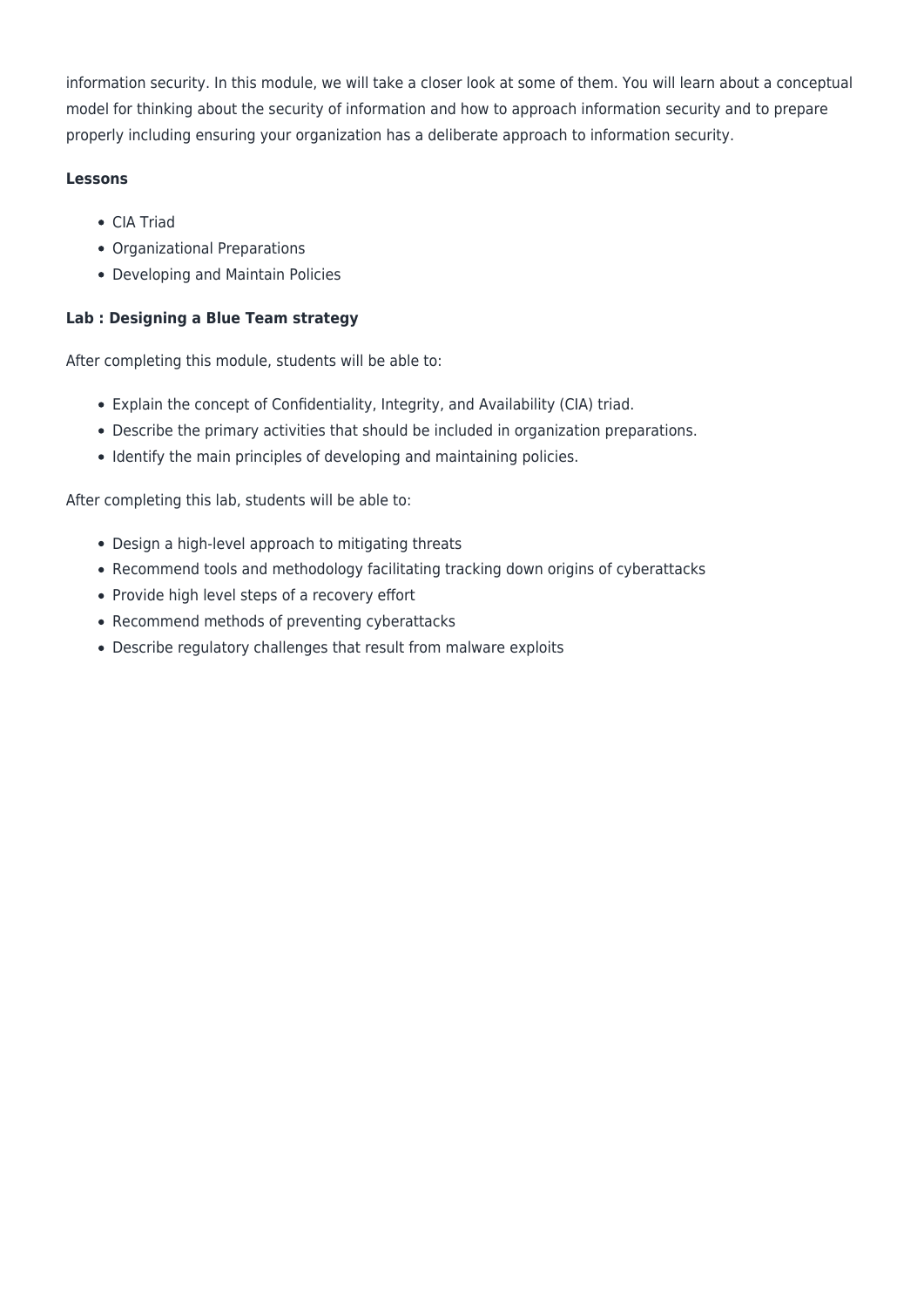information security. In this module, we will take a closer look at some of them. You will learn about a conceptual model for thinking about the security of information and how to approach information security and to prepare properly including ensuring your organization has a deliberate approach to information security.

**Lessons**

- CIA Triad
- Organizational Preparations
- Developing and Maintain Policies

**Lab : Designing a Blue Team strategy**

After completing this module, students will be able to:

- Explain the concept of Confidentiality, Integrity, and Availability (CIA) triad.
- Describe the primary activities that should be included in organization preparations.
- Identify the main principles of developing and maintaining policies.

After completing this lab, students will be able to:

- Design a high-level approach to mitigating threats
- Recommend tools and methodology facilitating tracking down origins of cyberattacks
- Provide high level steps of a recovery effort
- Recommend methods of preventing cyberattacks
- Describe regulatory challenges that result from malware exploits